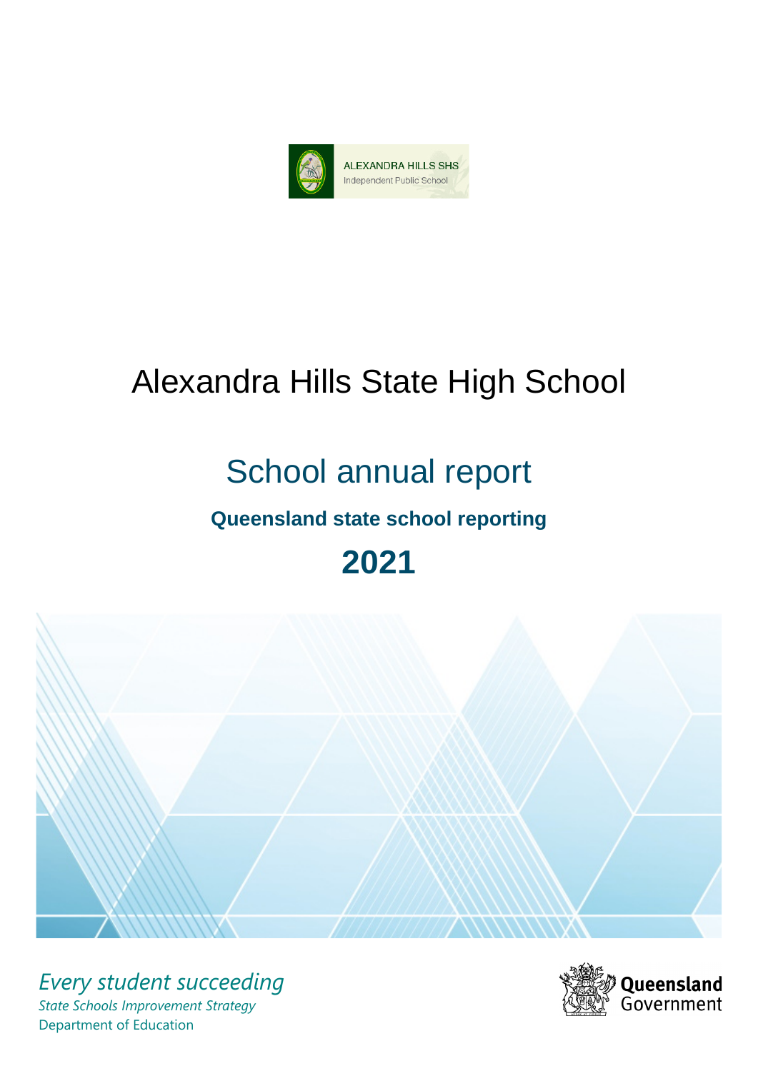ALEXANDRA HILLS SHS
Independent Public School

# Alexandra Hills State High School

## School annual report

### Queensland state school reporting

## 2021

*Every student succeeding*

*State Schools Improvement Strategy*

Department of Education

Queensland Government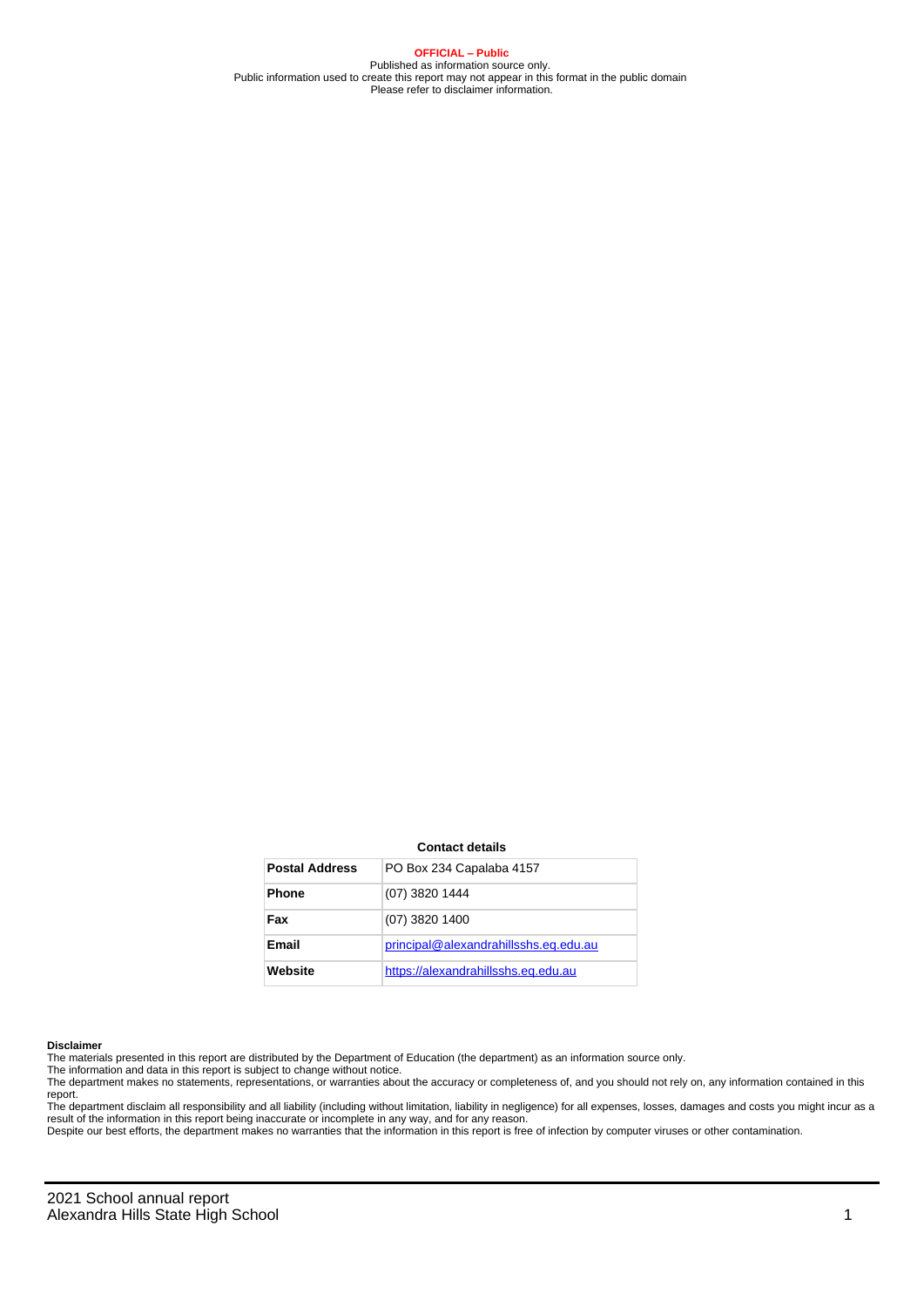**OFFICIAL – Public**
Published as information source only.
Public information used to create this report may not appear in this format in the public domain
Please refer to disclaimer information.

**Contact details**

| | |
|---|---|
| **Postal Address** | PO Box 234 Capalaba 4157 |
| **Phone** | (07) 3820 1444 |
| **Fax** | (07) 3820 1400 |
| **Email** | principal@alexandrahillsshs.eq.edu.au |
| **Website** | https://alexandrahillsshs.eq.edu.au |

**Disclaimer**

The materials presented in this report are distributed by the Department of Education (the department) as an information source only.
The information and data in this report is subject to change without notice.
The department makes no statements, representations, or warranties about the accuracy or completeness of, and you should not rely on, any information contained in this report.
The department disclaim all responsibility and all liability (including without limitation, liability in negligence) for all expenses, losses, damages and costs you might incur as a result of the information in this report being inaccurate or incomplete in any way, and for any reason.
Despite our best efforts, the department makes no warranties that the information in this report is free of infection by computer viruses or other contamination.

2021 School annual report
Alexandra Hills State High School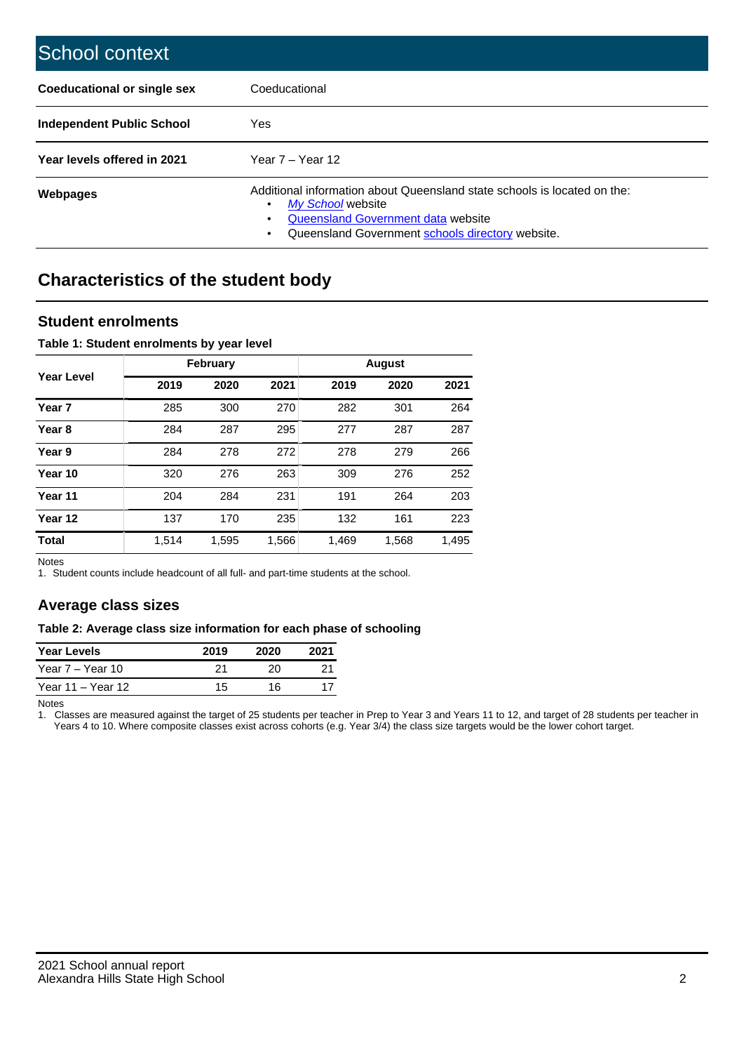## School context

| | |
|---|---|
| **Coeducational or single sex** | Coeducational |
| **Independent Public School** | Yes |
| **Year levels offered in 2021** | Year 7 – Year 12 |
| **Webpages** | Additional information about Queensland state schools is located on the: <br>• *My School* website <br>• Queensland Government data website <br>• Queensland Government schools directory website. |

## Characteristics of the student body

### Student enrolments

**Table 1: Student enrolments by year level**

| Year Level | February | | | August | | |
|---|---|---|---|---|---|---|
| | **2019** | **2020** | **2021** | **2019** | **2020** | **2021** |
| **Year 7** | 285 | 300 | 270 | 282 | 301 | 264 |
| **Year 8** | 284 | 287 | 295 | 277 | 287 | 287 |
| **Year 9** | 284 | 278 | 272 | 278 | 279 | 266 |
| **Year 10** | 320 | 276 | 263 | 309 | 276 | 252 |
| **Year 11** | 204 | 284 | 231 | 191 | 264 | 203 |
| **Year 12** | 137 | 170 | 235 | 132 | 161 | 223 |
| **Total** | 1,514 | 1,595 | 1,566 | 1,469 | 1,568 | 1,495 |

Notes

1. Student counts include headcount of all full- and part-time students at the school.

### Average class sizes

**Table 2: Average class size information for each phase of schooling**

| Year Levels | 2019 | 2020 | 2021 |
|---|---|---|---|
| Year 7 – Year 10 | 21 | 20 | 21 |
| Year 11 – Year 12 | 15 | 16 | 17 |

Notes

1. Classes are measured against the target of 25 students per teacher in Prep to Year 3 and Years 11 to 12, and target of 28 students per teacher in Years 4 to 10. Where composite classes exist across cohorts (e.g. Year 3/4) the class size targets would be the lower cohort target.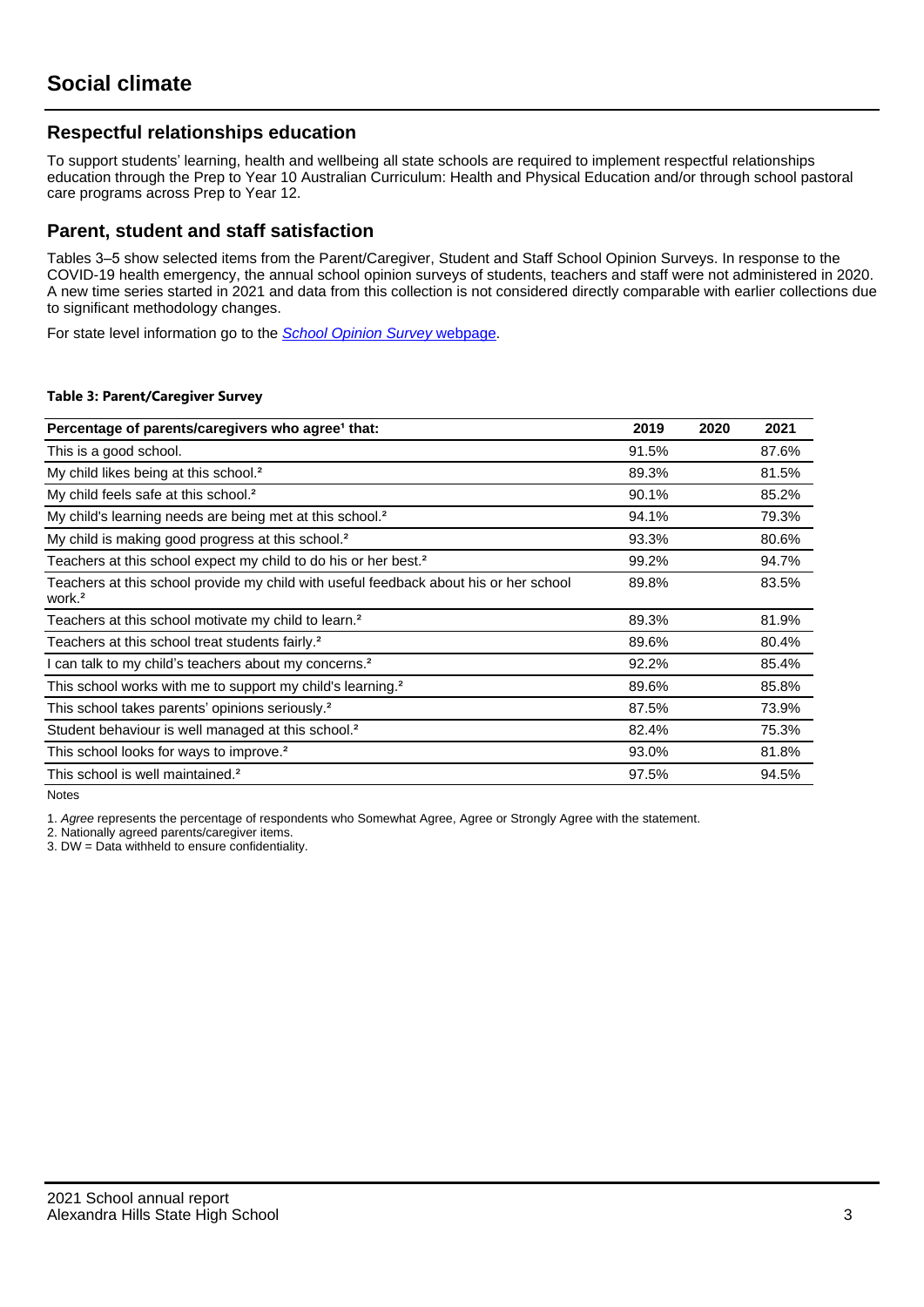# Social climate

## Respectful relationships education

To support students' learning, health and wellbeing all state schools are required to implement respectful relationships education through the Prep to Year 10 Australian Curriculum: Health and Physical Education and/or through school pastoral care programs across Prep to Year 12.

## Parent, student and staff satisfaction

Tables 3–5 show selected items from the Parent/Caregiver, Student and Staff School Opinion Surveys. In response to the COVID-19 health emergency, the annual school opinion surveys of students, teachers and staff were not administered in 2020. A new time series started in 2021 and data from this collection is not considered directly comparable with earlier collections due to significant methodology changes.

For state level information go to the *School Opinion Survey* webpage.

**Table 3: Parent/Caregiver Survey**

| Percentage of parents/caregivers who agree[1] that: | 2019 | 2020 | 2021 |
|---|---|---|---|
| This is a good school. | 91.5% | | 87.6% |
| My child likes being at this school.[2] | 89.3% | | 81.5% |
| My child feels safe at this school.[2] | 90.1% | | 85.2% |
| My child's learning needs are being met at this school.[2] | 94.1% | | 79.3% |
| My child is making good progress at this school.[2] | 93.3% | | 80.6% |
| Teachers at this school expect my child to do his or her best.[2] | 99.2% | | 94.7% |
| Teachers at this school provide my child with useful feedback about his or her school work.[2] | 89.8% | | 83.5% |
| Teachers at this school motivate my child to learn.[2] | 89.3% | | 81.9% |
| Teachers at this school treat students fairly.[2] | 89.6% | | 80.4% |
| I can talk to my child's teachers about my concerns.[2] | 92.2% | | 85.4% |
| This school works with me to support my child's learning.[2] | 89.6% | | 85.8% |
| This school takes parents' opinions seriously.[2] | 87.5% | | 73.9% |
| Student behaviour is well managed at this school.[2] | 82.4% | | 75.3% |
| This school looks for ways to improve.[2] | 93.0% | | 81.8% |
| This school is well maintained.[2] | 97.5% | | 94.5% |

Notes

1. *Agree* represents the percentage of respondents who Somewhat Agree, Agree or Strongly Agree with the statement.
2. Nationally agreed parents/caregiver items.
3. DW = Data withheld to ensure confidentiality.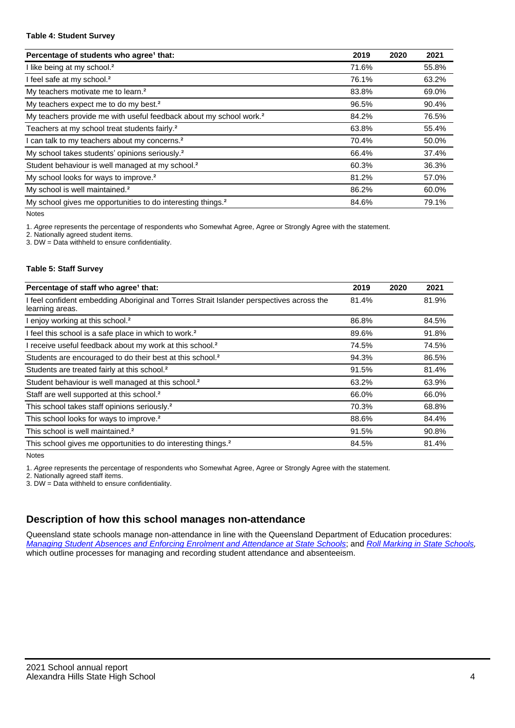**Table 4: Student Survey**

| Percentage of students who agree[1] that: | 2019 | 2020 | 2021 |
|---|---|---|---|
| I like being at my school.[2] | 71.6% | | 55.8% |
| I feel safe at my school.[2] | 76.1% | | 63.2% |
| My teachers motivate me to learn.[2] | 83.8% | | 69.0% |
| My teachers expect me to do my best.[2] | 96.5% | | 90.4% |
| My teachers provide me with useful feedback about my school work.[2] | 84.2% | | 76.5% |
| Teachers at my school treat students fairly.[2] | 63.8% | | 55.4% |
| I can talk to my teachers about my concerns.[2] | 70.4% | | 50.0% |
| My school takes students' opinions seriously.[2] | 66.4% | | 37.4% |
| Student behaviour is well managed at my school.[2] | 60.3% | | 36.3% |
| My school looks for ways to improve.[2] | 81.2% | | 57.0% |
| My school is well maintained.[2] | 86.2% | | 60.0% |
| My school gives me opportunities to do interesting things.[2] | 84.6% | | 79.1% |

Notes

1. *Agree* represents the percentage of respondents who Somewhat Agree, Agree or Strongly Agree with the statement.
2. Nationally agreed student items.
3. DW = Data withheld to ensure confidentiality.

**Table 5: Staff Survey**

| Percentage of staff who agree[1] that: | 2019 | 2020 | 2021 |
|---|---|---|---|
| I feel confident embedding Aboriginal and Torres Strait Islander perspectives across the learning areas. | 81.4% | | 81.9% |
| I enjoy working at this school.[2] | 86.8% | | 84.5% |
| I feel this school is a safe place in which to work.[2] | 89.6% | | 91.8% |
| I receive useful feedback about my work at this school.[2] | 74.5% | | 74.5% |
| Students are encouraged to do their best at this school.[2] | 94.3% | | 86.5% |
| Students are treated fairly at this school.[2] | 91.5% | | 81.4% |
| Student behaviour is well managed at this school.[2] | 63.2% | | 63.9% |
| Staff are well supported at this school.[2] | 66.0% | | 66.0% |
| This school takes staff opinions seriously.[2] | 70.3% | | 68.8% |
| This school looks for ways to improve.[2] | 88.6% | | 84.4% |
| This school is well maintained.[2] | 91.5% | | 90.8% |
| This school gives me opportunities to do interesting things.[2] | 84.5% | | 81.4% |

Notes

1. *Agree* represents the percentage of respondents who Somewhat Agree, Agree or Strongly Agree with the statement.
2. Nationally agreed staff items.
3. DW = Data withheld to ensure confidentiality.

## Description of how this school manages non-attendance

Queensland state schools manage non-attendance in line with the Queensland Department of Education procedures: *Managing Student Absences and Enforcing Enrolment and Attendance at State Schools*; and *Roll Marking in State Schools*, which outline processes for managing and recording student attendance and absenteeism.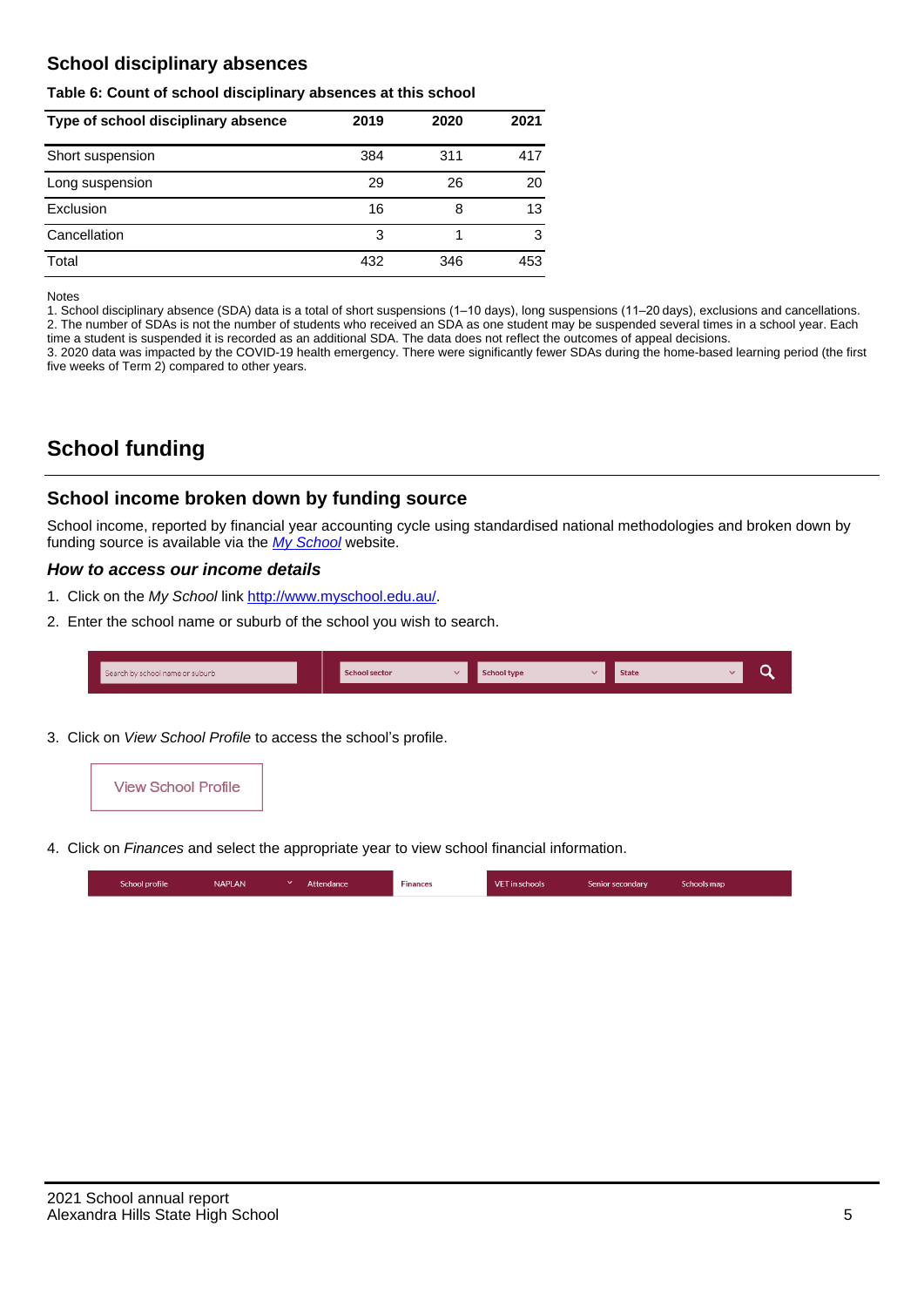## School disciplinary absences

**Table 6: Count of school disciplinary absences at this school**

| Type of school disciplinary absence | 2019 | 2020 | 2021 |
|---|---|---|---|
| Short suspension | 384 | 311 | 417 |
| Long suspension | 29 | 26 | 20 |
| Exclusion | 16 | 8 | 13 |
| Cancellation | 3 | 1 | 3 |
| Total | 432 | 346 | 453 |

Notes
1. School disciplinary absence (SDA) data is a total of short suspensions (1–10 days), long suspensions (11–20 days), exclusions and cancellations.
2. The number of SDAs is not the number of students who received an SDA as one student may be suspended several times in a school year. Each time a student is suspended it is recorded as an additional SDA. The data does not reflect the outcomes of appeal decisions.
3. 2020 data was impacted by the COVID-19 health emergency. There were significantly fewer SDAs during the home-based learning period (the first five weeks of Term 2) compared to other years.

# School funding

## School income broken down by funding source

School income, reported by financial year accounting cycle using standardised national methodologies and broken down by funding source is available via the *My School* website.

### *How to access our income details*

1. Click on the *My School* link http://www.myschool.edu.au/.
2. Enter the school name or suburb of the school you wish to search.
3. Click on *View School Profile* to access the school's profile.
4. Click on *Finances* and select the appropriate year to view school financial information.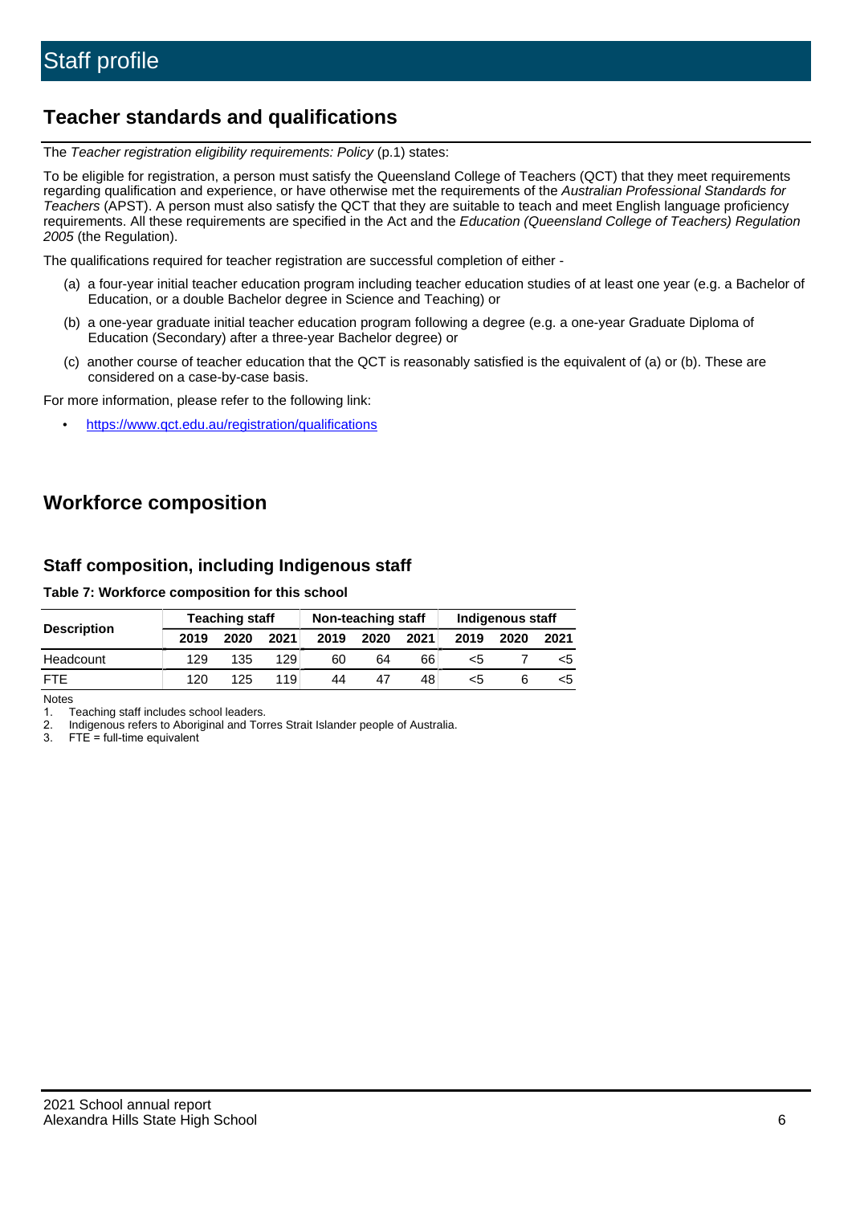# Staff profile

## Teacher standards and qualifications

The *Teacher registration eligibility requirements: Policy* (p.1) states:

To be eligible for registration, a person must satisfy the Queensland College of Teachers (QCT) that they meet requirements regarding qualification and experience, or have otherwise met the requirements of the *Australian Professional Standards for Teachers* (APST). A person must also satisfy the QCT that they are suitable to teach and meet English language proficiency requirements. All these requirements are specified in the Act and the *Education (Queensland College of Teachers) Regulation 2005* (the Regulation).

The qualifications required for teacher registration are successful completion of either -

(a) a four-year initial teacher education program including teacher education studies of at least one year (e.g. a Bachelor of Education, or a double Bachelor degree in Science and Teaching) or

(b) a one-year graduate initial teacher education program following a degree (e.g. a one-year Graduate Diploma of Education (Secondary) after a three-year Bachelor degree) or

(c) another course of teacher education that the QCT is reasonably satisfied is the equivalent of (a) or (b). These are considered on a case-by-case basis.

For more information, please refer to the following link:

- https://www.qct.edu.au/registration/qualifications

## Workforce composition

### Staff composition, including Indigenous staff

**Table 7: Workforce composition for this school**

| Description | Teaching staff | | | Non-teaching staff | | | Indigenous staff | | |
|---|---|---|---|---|---|---|---|---|---|
| | 2019 | 2020 | 2021 | 2019 | 2020 | 2021 | 2019 | 2020 | 2021 |
| Headcount | 129 | 135 | 129 | 60 | 64 | 66 | <5 | 7 | <5 |
| FTE | 120 | 125 | 119 | 44 | 47 | 48 | <5 | 6 | <5 |

Notes

1. Teaching staff includes school leaders.
2. Indigenous refers to Aboriginal and Torres Strait Islander people of Australia.
3. FTE = full-time equivalent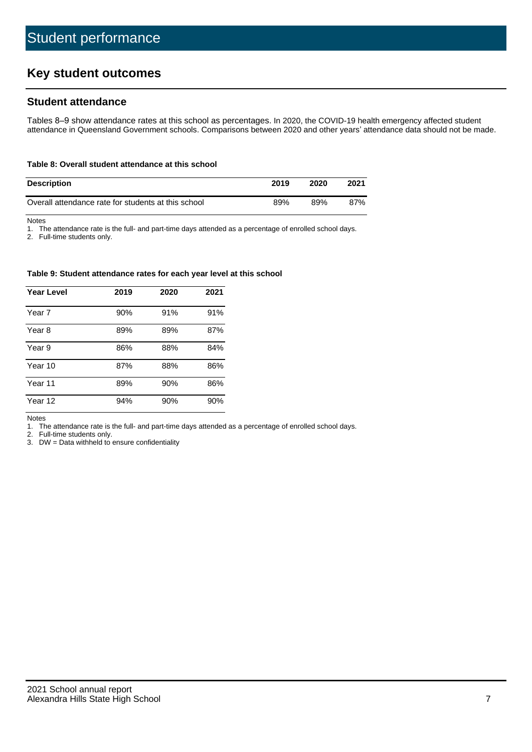# Student performance

## Key student outcomes

### Student attendance

Tables 8–9 show attendance rates at this school as percentages. In 2020, the COVID-19 health emergency affected student attendance in Queensland Government schools. Comparisons between 2020 and other years' attendance data should not be made.

**Table 8: Overall student attendance at this school**

| Description | 2019 | 2020 | 2021 |
|---|---|---|---|
| Overall attendance rate for students at this school | 89% | 89% | 87% |

Notes

1. The attendance rate is the full- and part-time days attended as a percentage of enrolled school days.
2. Full-time students only.

**Table 9: Student attendance rates for each year level at this school**

| Year Level | 2019 | 2020 | 2021 |
|---|---|---|---|
| Year 7 | 90% | 91% | 91% |
| Year 8 | 89% | 89% | 87% |
| Year 9 | 86% | 88% | 84% |
| Year 10 | 87% | 88% | 86% |
| Year 11 | 89% | 90% | 86% |
| Year 12 | 94% | 90% | 90% |

Notes

1. The attendance rate is the full- and part-time days attended as a percentage of enrolled school days.
2. Full-time students only.
3. DW = Data withheld to ensure confidentiality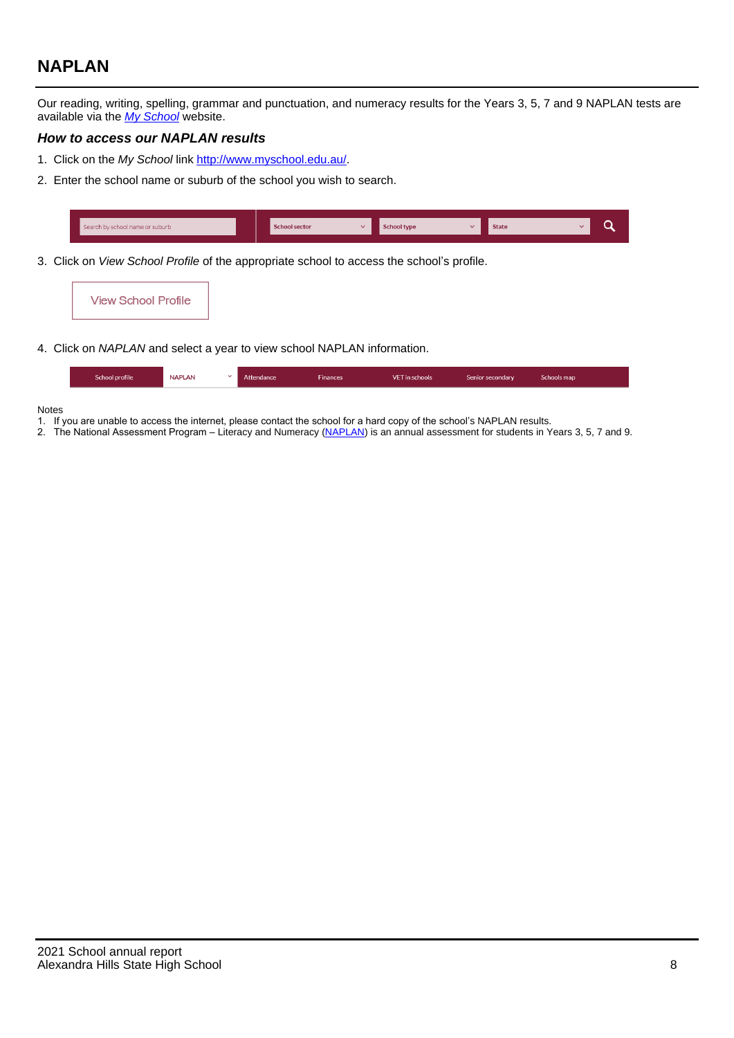## NAPLAN

Our reading, writing, spelling, grammar and punctuation, and numeracy results for the Years 3, 5, 7 and 9 NAPLAN tests are available via the *[My School](http://www.myschool.edu.au/)* website.

### *How to access our NAPLAN results*

1. Click on the *My School* link [http://www.myschool.edu.au/](http://www.myschool.edu.au/).
2. Enter the school name or suburb of the school you wish to search.

   Search by school name or suburb | School sector | School type | State

3. Click on *View School Profile* of the appropriate school to access the school's profile.

   View School Profile

4. Click on *NAPLAN* and select a year to view school NAPLAN information.

   School profile | NAPLAN | Attendance | Finances | VET in schools | Senior secondary | Schools map

Notes
1. If you are unable to access the internet, please contact the school for a hard copy of the school's NAPLAN results.
2. The National Assessment Program – Literacy and Numeracy (NAPLAN) is an annual assessment for students in Years 3, 5, 7 and 9.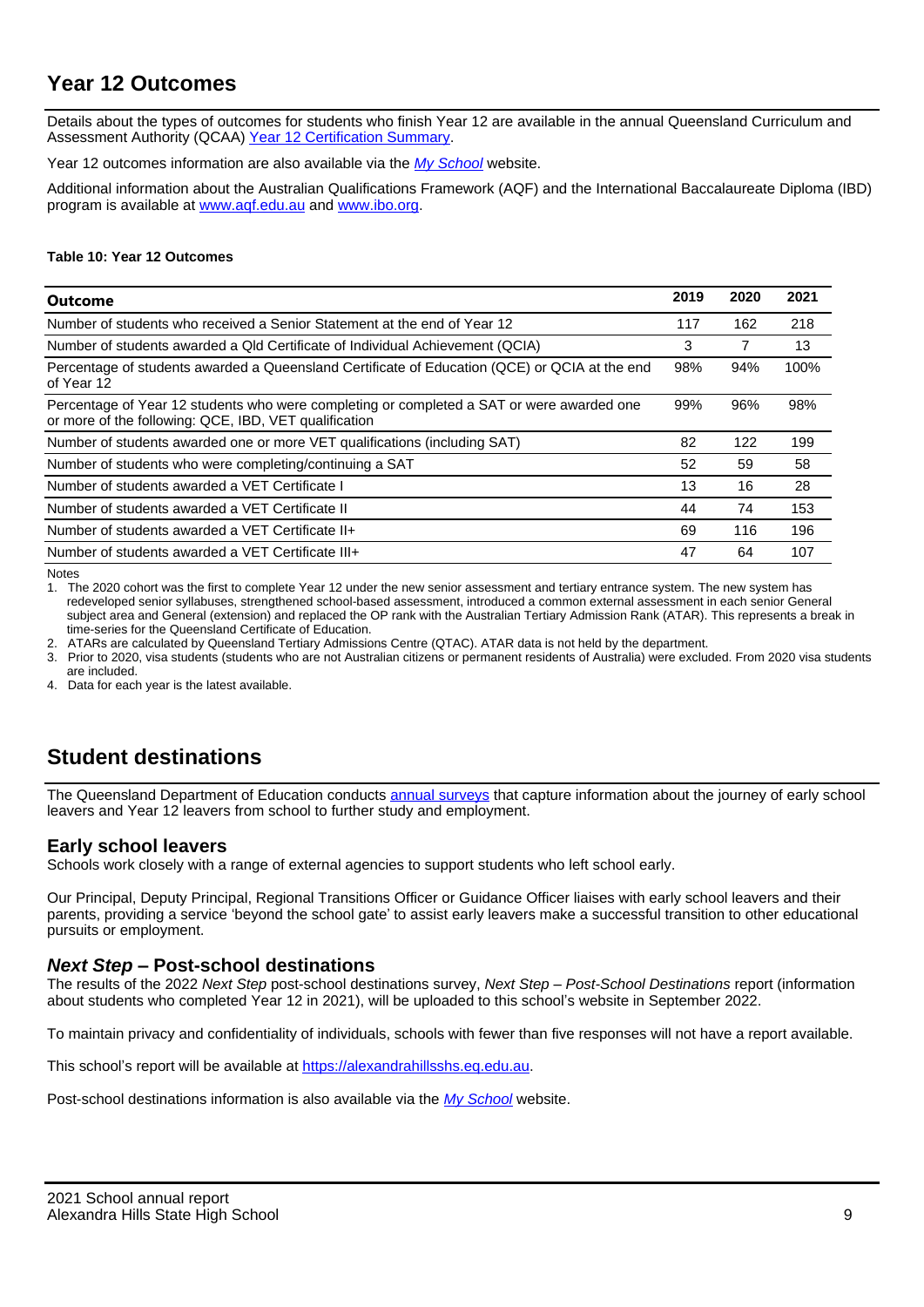## Year 12 Outcomes

Details about the types of outcomes for students who finish Year 12 are available in the annual Queensland Curriculum and Assessment Authority (QCAA) Year 12 Certification Summary.

Year 12 outcomes information are also available via the *My School* website.

Additional information about the Australian Qualifications Framework (AQF) and the International Baccalaureate Diploma (IBD) program is available at www.aqf.edu.au and www.ibo.org.

**Table 10: Year 12 Outcomes**

| Outcome | 2019 | 2020 | 2021 |
|---|---|---|---|
| Number of students who received a Senior Statement at the end of Year 12 | 117 | 162 | 218 |
| Number of students awarded a Qld Certificate of Individual Achievement (QCIA) | 3 | 7 | 13 |
| Percentage of students awarded a Queensland Certificate of Education (QCE) or QCIA at the end of Year 12 | 98% | 94% | 100% |
| Percentage of Year 12 students who were completing or completed a SAT or were awarded one or more of the following: QCE, IBD, VET qualification | 99% | 96% | 98% |
| Number of students awarded one or more VET qualifications (including SAT) | 82 | 122 | 199 |
| Number of students who were completing/continuing a SAT | 52 | 59 | 58 |
| Number of students awarded a VET Certificate I | 13 | 16 | 28 |
| Number of students awarded a VET Certificate II | 44 | 74 | 153 |
| Number of students awarded a VET Certificate II+ | 69 | 116 | 196 |
| Number of students awarded a VET Certificate III+ | 47 | 64 | 107 |

Notes

1. The 2020 cohort was the first to complete Year 12 under the new senior assessment and tertiary entrance system. The new system has redeveloped senior syllabuses, strengthened school-based assessment, introduced a common external assessment in each senior General subject area and General (extension) and replaced the OP rank with the Australian Tertiary Admission Rank (ATAR). This represents a break in time-series for the Queensland Certificate of Education.
2. ATARs are calculated by Queensland Tertiary Admissions Centre (QTAC). ATAR data is not held by the department.
3. Prior to 2020, visa students (students who are not Australian citizens or permanent residents of Australia) were excluded. From 2020 visa students are included.
4. Data for each year is the latest available.

## Student destinations

The Queensland Department of Education conducts annual surveys that capture information about the journey of early school leavers and Year 12 leavers from school to further study and employment.

### Early school leavers

Schools work closely with a range of external agencies to support students who left school early.

Our Principal, Deputy Principal, Regional Transitions Officer or Guidance Officer liaises with early school leavers and their parents, providing a service 'beyond the school gate' to assist early leavers make a successful transition to other educational pursuits or employment.

### *Next Step* – Post-school destinations

The results of the 2022 *Next Step* post-school destinations survey, *Next Step – Post-School Destinations* report (information about students who completed Year 12 in 2021), will be uploaded to this school's website in September 2022.

To maintain privacy and confidentiality of individuals, schools with fewer than five responses will not have a report available.

This school's report will be available at https://alexandrahillsshs.eq.edu.au.

Post-school destinations information is also available via the *My School* website.